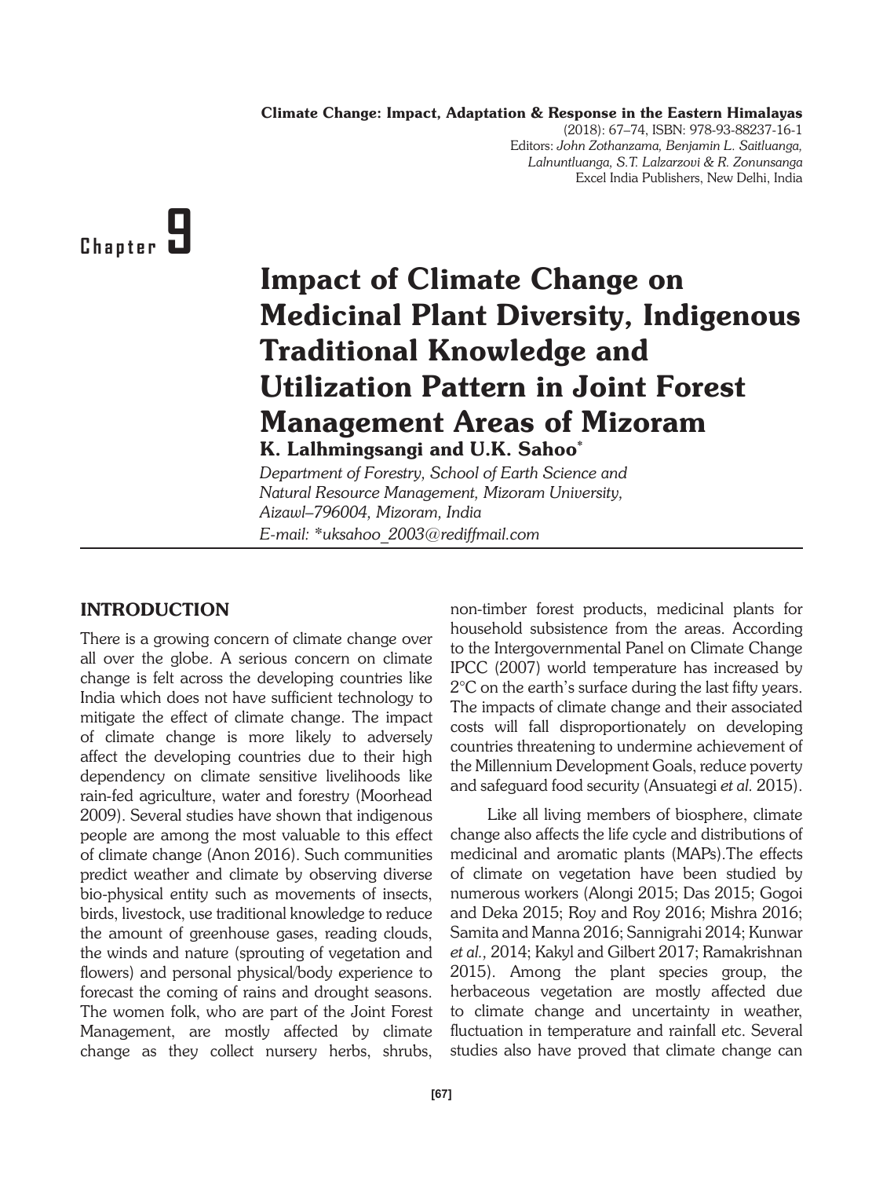**Climate Change: Impact, Adaptation & Response in the Eastern Himalayas**
(2018): 67–74, ISBN: 978-93-88237-16-1
Editors: *John Zothanzama, Benjamin L. Saitluanga, Lalnuntluanga, S.T. Lalzarzovi & R. Zonunsanga*
Excel India Publishers, New Delhi, India

Chapter 9

# Impact of Climate Change on Medicinal Plant Diversity, Indigenous Traditional Knowledge and Utilization Pattern in Joint Forest Management Areas of Mizoram

**K. Lalhmingsangi and U.K. Sahoo***

*Department of Forestry, School of Earth Science and Natural Resource Management, Mizoram University, Aizawl–796004, Mizoram, India*
*E-mail: *uksahoo_2003@rediffmail.com*

## INTRODUCTION

There is a growing concern of climate change over all over the globe. A serious concern on climate change is felt across the developing countries like India which does not have sufficient technology to mitigate the effect of climate change. The impact of climate change is more likely to adversely affect the developing countries due to their high dependency on climate sensitive livelihoods like rain-fed agriculture, water and forestry (Moorhead 2009). Several studies have shown that indigenous people are among the most valuable to this effect of climate change (Anon 2016). Such communities predict weather and climate by observing diverse bio-physical entity such as movements of insects, birds, livestock, use traditional knowledge to reduce the amount of greenhouse gases, reading clouds, the winds and nature (sprouting of vegetation and flowers) and personal physical/body experience to forecast the coming of rains and drought seasons. The women folk, who are part of the Joint Forest Management, are mostly affected by climate change as they collect nursery herbs, shrubs, non-timber forest products, medicinal plants for household subsistence from the areas. According to the Intergovernmental Panel on Climate Change IPCC (2007) world temperature has increased by 2°C on the earth's surface during the last fifty years. The impacts of climate change and their associated costs will fall disproportionately on developing countries threatening to undermine achievement of the Millennium Development Goals, reduce poverty and safeguard food security (Ansuategi *et al.* 2015).

Like all living members of biosphere, climate change also affects the life cycle and distributions of medicinal and aromatic plants (MAPs).The effects of climate on vegetation have been studied by numerous workers (Alongi 2015; Das 2015; Gogoi and Deka 2015; Roy and Roy 2016; Mishra 2016; Samita and Manna 2016; Sannigrahi 2014; Kunwar *et al.*, 2014; Kakyl and Gilbert 2017; Ramakrishnan 2015). Among the plant species group, the herbaceous vegetation are mostly affected due to climate change and uncertainty in weather, fluctuation in temperature and rainfall etc. Several studies also have proved that climate change can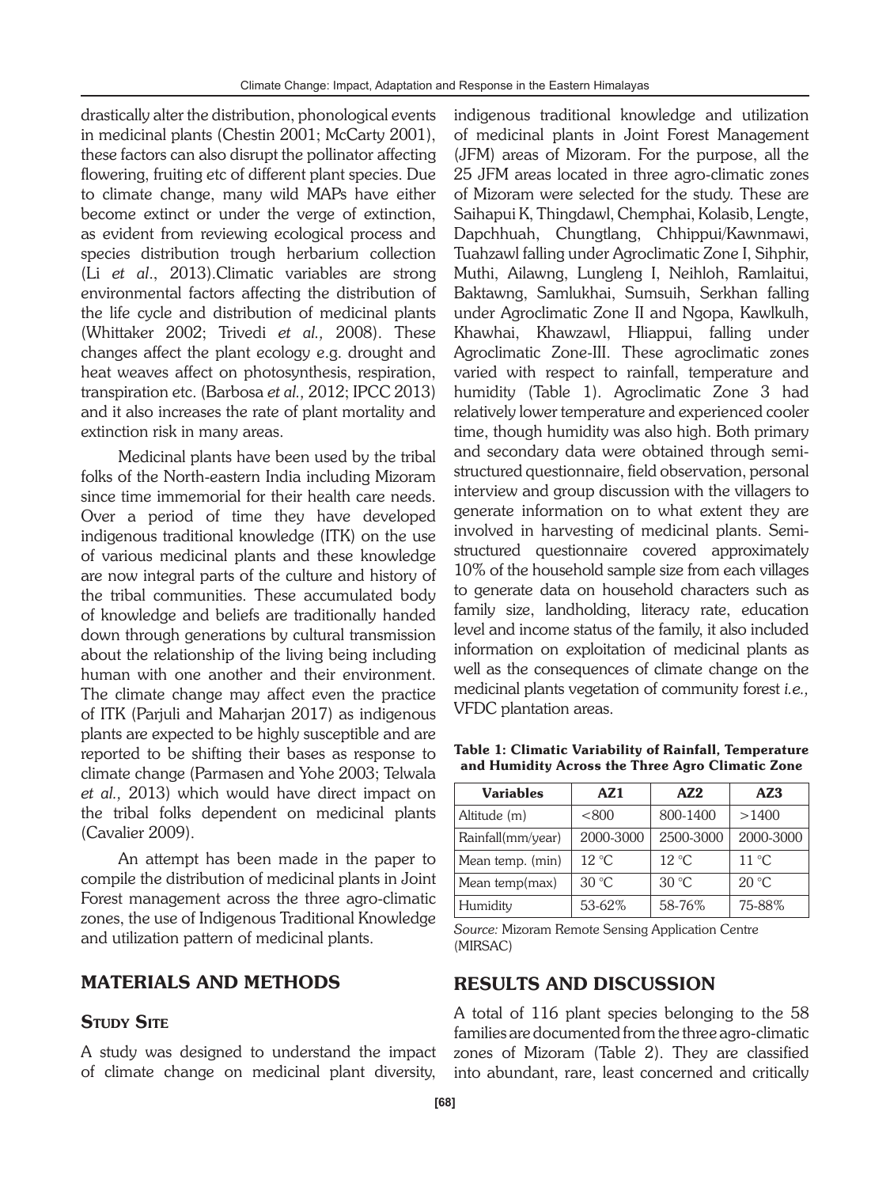drastically alter the distribution, phonological events in medicinal plants (Chestin 2001; McCarty 2001), these factors can also disrupt the pollinator affecting flowering, fruiting etc of different plant species. Due to climate change, many wild MAPs have either become extinct or under the verge of extinction, as evident from reviewing ecological process and species distribution trough herbarium collection (Li *et al*., 2013).Climatic variables are strong environmental factors affecting the distribution of the life cycle and distribution of medicinal plants (Whittaker 2002; Trivedi *et al.,* 2008). These changes affect the plant ecology e.g. drought and heat weaves affect on photosynthesis, respiration, transpiration etc. (Barbosa *et al.,* 2012; IPCC 2013) and it also increases the rate of plant mortality and extinction risk in many areas.

Medicinal plants have been used by the tribal folks of the North-eastern India including Mizoram since time immemorial for their health care needs. Over a period of time they have developed indigenous traditional knowledge (ITK) on the use of various medicinal plants and these knowledge are now integral parts of the culture and history of the tribal communities. These accumulated body of knowledge and beliefs are traditionally handed down through generations by cultural transmission about the relationship of the living being including human with one another and their environment. The climate change may affect even the practice of ITK (Parjuli and Maharjan 2017) as indigenous plants are expected to be highly susceptible and are reported to be shifting their bases as response to climate change (Parmasen and Yohe 2003; Telwala *et al.,* 2013) which would have direct impact on the tribal folks dependent on medicinal plants (Cavalier 2009).

An attempt has been made in the paper to compile the distribution of medicinal plants in Joint Forest management across the three agro-climatic zones, the use of Indigenous Traditional Knowledge and utilization pattern of medicinal plants.

## MATERIALS AND METHODS

### Study Site

A study was designed to understand the impact of climate change on medicinal plant diversity, indigenous traditional knowledge and utilization of medicinal plants in Joint Forest Management (JFM) areas of Mizoram. For the purpose, all the 25 JFM areas located in three agro-climatic zones of Mizoram were selected for the study. These are Saihapui K, Thingdawl, Chemphai, Kolasib, Lengte, Dapchhuah, Chungtlang, Chhippui/Kawnmawi, Tuahzawl falling under Agroclimatic Zone I, Sihphir, Muthi, Ailawng, Lungleng I, Neihloh, Ramlaitui, Baktawng, Samlukhai, Sumsuih, Serkhan falling under Agroclimatic Zone II and Ngopa, Kawlkulh, Khawhai, Khawzawl, Hliappui, falling under Agroclimatic Zone-III. These agroclimatic zones varied with respect to rainfall, temperature and humidity (Table 1). Agroclimatic Zone 3 had relatively lower temperature and experienced cooler time, though humidity was also high. Both primary and secondary data were obtained through semi-structured questionnaire, field observation, personal interview and group discussion with the villagers to generate information on to what extent they are involved in harvesting of medicinal plants. Semi-structured questionnaire covered approximately 10% of the household sample size from each villages to generate data on household characters such as family size, landholding, literacy rate, education level and income status of the family, it also included information on exploitation of medicinal plants as well as the consequences of climate change on the medicinal plants vegetation of community forest *i.e.,* VFDC plantation areas.

**Table 1: Climatic Variability of Rainfall, Temperature and Humidity Across the Three Agro Climatic Zone**

| Variables | AZ1 | AZ2 | AZ3 |
|---|---|---|---|
| Altitude (m) | <800 | 800-1400 | >1400 |
| Rainfall(mm/year) | 2000-3000 | 2500-3000 | 2000-3000 |
| Mean temp. (min) | 12 °C | 12 °C | 11 °C |
| Mean temp(max) | 30 °C | 30 °C | 20 °C |
| Humidity | 53-62% | 58-76% | 75-88% |

*Source:* Mizoram Remote Sensing Application Centre (MIRSAC)

## RESULTS AND DISCUSSION

A total of 116 plant species belonging to the 58 families are documented from the three agro-climatic zones of Mizoram (Table 2). They are classified into abundant, rare, least concerned and critically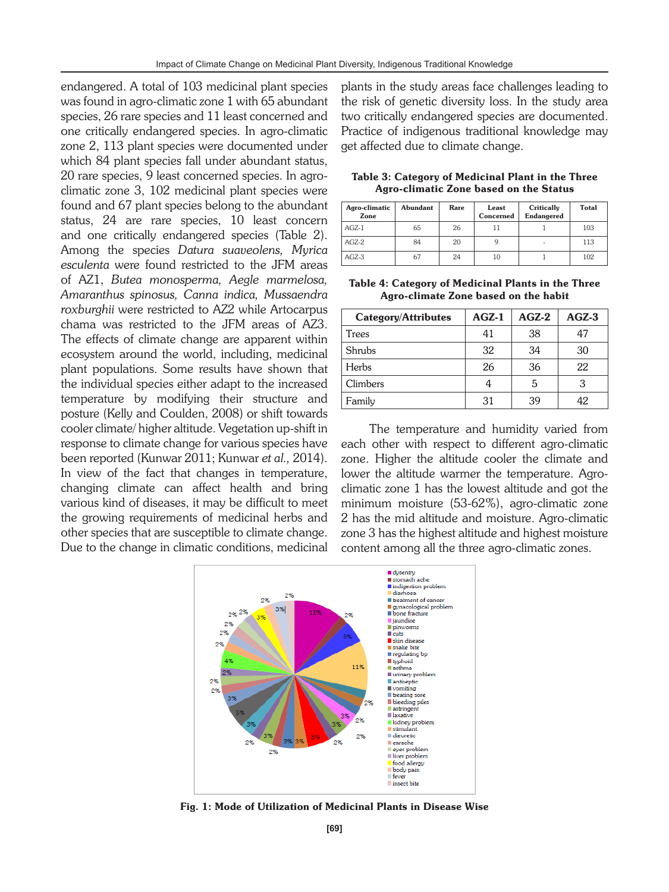endangered. A total of 103 medicinal plant species was found in agro-climatic zone 1 with 65 abundant species, 26 rare species and 11 least concerned and one critically endangered species. In agro-climatic zone 2, 113 plant species were documented under which 84 plant species fall under abundant status, 20 rare species, 9 least concerned species. In agro-climatic zone 3, 102 medicinal plant species were found and 67 plant species belong to the abundant status, 24 are rare species, 10 least concern and one critically endangered species (Table 2). Among the species *Datura suaveolens, Myrica esculenta* were found restricted to the JFM areas of AZ1, *Butea monosperma, Aegle marmelosa, Amaranthus spinosus, Canna indica, Mussaendra roxburghii* were restricted to AZ2 while Artocarpus chama was restricted to the JFM areas of AZ3. The effects of climate change are apparent within ecosystem around the world, including, medicinal plant populations. Some results have shown that the individual species either adapt to the increased temperature by modifying their structure and posture (Kelly and Coulden, 2008) or shift towards cooler climate/ higher altitude. Vegetation up-shift in response to climate change for various species have been reported (Kunwar 2011; Kunwar *et al.,* 2014). In view of the fact that changes in temperature, changing climate can affect health and bring various kind of diseases, it may be difficult to meet the growing requirements of medicinal herbs and other species that are susceptible to climate change. Due to the change in climatic conditions, medicinal plants in the study areas face challenges leading to the risk of genetic diversity loss. In the study area two critically endangered species are documented. Practice of indigenous traditional knowledge may get affected due to climate change.

**Table 3: Category of Medicinal Plant in the Three Agro-climatic Zone based on the Status**

| Agro-climatic Zone | Abundant | Rare | Least Concerned | Critically Endangered | Total |
|---|---|---|---|---|---|
| AGZ-1 | 65 | 26 | 11 | 1 | 103 |
| AGZ-2 | 84 | 20 | 9 | - | 113 |
| AGZ-3 | 67 | 24 | 10 | 1 | 102 |

**Table 4: Category of Medicinal Plants in the Three Agro-climate Zone based on the habit**

| Category/Attributes | AGZ-1 | AGZ-2 | AGZ-3 |
|---|---|---|---|
| Trees | 41 | 38 | 47 |
| Shrubs | 32 | 34 | 30 |
| Herbs | 26 | 36 | 22 |
| Climbers | 4 | 5 | 3 |
| Family | 31 | 39 | 42 |

The temperature and humidity varied from each other with respect to different agro-climatic zone. Higher the altitude cooler the climate and lower the altitude warmer the temperature. Agro-climatic zone 1 has the lowest altitude and got the minimum moisture (53-62%), agro-climatic zone 2 has the mid altitude and moisture. Agro-climatic zone 3 has the highest altitude and highest moisture content among all the three agro-climatic zones.

**Fig. 1: Mode of Utilization of Medicinal Plants in Disease Wise**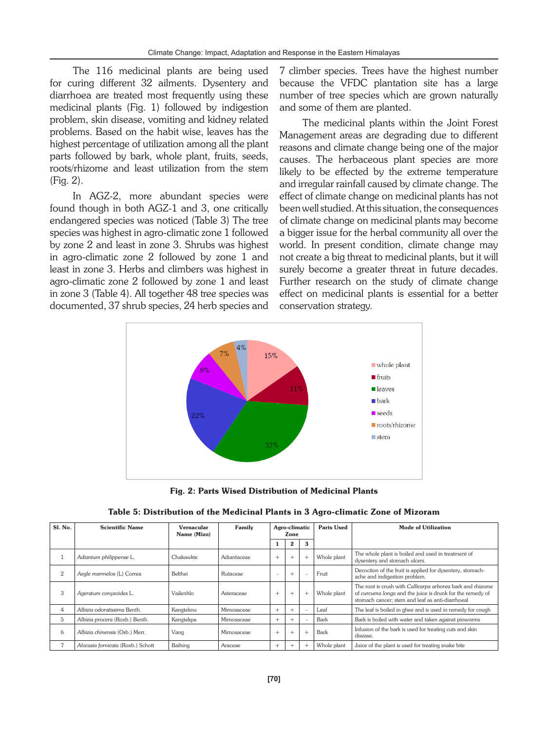The 116 medicinal plants are being used for curing different 32 ailments. Dysentery and diarrhoea are treated most frequently using these medicinal plants (Fig. 1) followed by indigestion problem, skin disease, vomiting and kidney related problems. Based on the habit wise, leaves has the highest percentage of utilization among all the plant parts followed by bark, whole plant, fruits, seeds, roots/rhizome and least utilization from the stem (Fig. 2).

In AGZ-2, more abundant species were found though in both AGZ-1 and 3, one critically endangered species was noticed (Table 3) The tree species was highest in agro-climatic zone 1 followed by zone 2 and least in zone 3. Shrubs was highest in agro-climatic zone 2 followed by zone 1 and least in zone 3. Herbs and climbers was highest in agro-climatic zone 2 followed by zone 1 and least in zone 3 (Table 4). All together 48 tree species was documented, 37 shrub species, 24 herb species and 7 climber species. Trees have the highest number because the VFDC plantation site has a large number of tree species which are grown naturally and some of them are planted.

The medicinal plants within the Joint Forest Management areas are degrading due to different reasons and climate change being one of the major causes. The herbaceous plant species are more likely to be effected by the extreme temperature and irregular rainfall caused by climate change. The effect of climate change on medicinal plants has not been well studied. At this situation, the consequences of climate change on medicinal plants may become a bigger issue for the herbal community all over the world. In present condition, climate change may not create a big threat to medicinal plants, but it will surely become a greater threat in future decades. Further research on the study of climate change effect on medicinal plants is essential for a better conservation strategy.

**Fig. 2: Parts Wised Distribution of Medicinal Plants**

**Table 5: Distribution of the Medicinal Plants in 3 Agro-climatic Zone of Mizoram**

| Sl. No. | Scientific Name | Vernacular Name (Mizo) | Family | Agro-climatic Zone | | | Parts Used | Mode of Utilization |
|---|---|---|---|---|---|---|---|---|
| | | | | 1 | 2 | 3 | | |
| 1 | *Adiantum philippense* L. | Chakawkte | Adiantaceae | + | + | + | Whole plant | The whole plant is boiled and used in treatment of dysentery and stomach ulcers. |
| 2 | *Aegle marmelos* (L) Correa | Belthei | Rutaceae | - | + | - | Fruit | Decoction of the fruit is applied for dysentery, stomach-ache and indigestion problem. |
| 3 | *Ageratum conyzoides* L. | Vailenhlo | Asteraceae | + | + | + | Whole plant | The root is crush with *Callicarpa arborea* bark and rhizome of *curcuma longa* and the juice is drunk for the remedy of stomach cancer; stem and leaf as anti-diarrhoeal |
| 4 | *Albizia odoratissima* Benth. | Kangteknu | Mimosaceae | + | + | - | Leaf | The leaf is boiled in ghee and is used in remedy for cough |
| 5 | *Albizia procera* (Roxb.) Benth. | Kangtekpa | Mimosaceae | + | + | - | Bark | Bark is boiled with water and taken against pinworms |
| 6 | *Albizia chinensis* (Osb.) Merr. | Vang | Mimosaceae | + | + | + | Bark | Infusion of the bark is used for treating cuts and skin disease. |
| 7 | *Alocasia fornicata* (Roxb.) Schott | Baibing | Araceae | + | + | + | Whole plant | Juice of the plant is used for treating snake bite |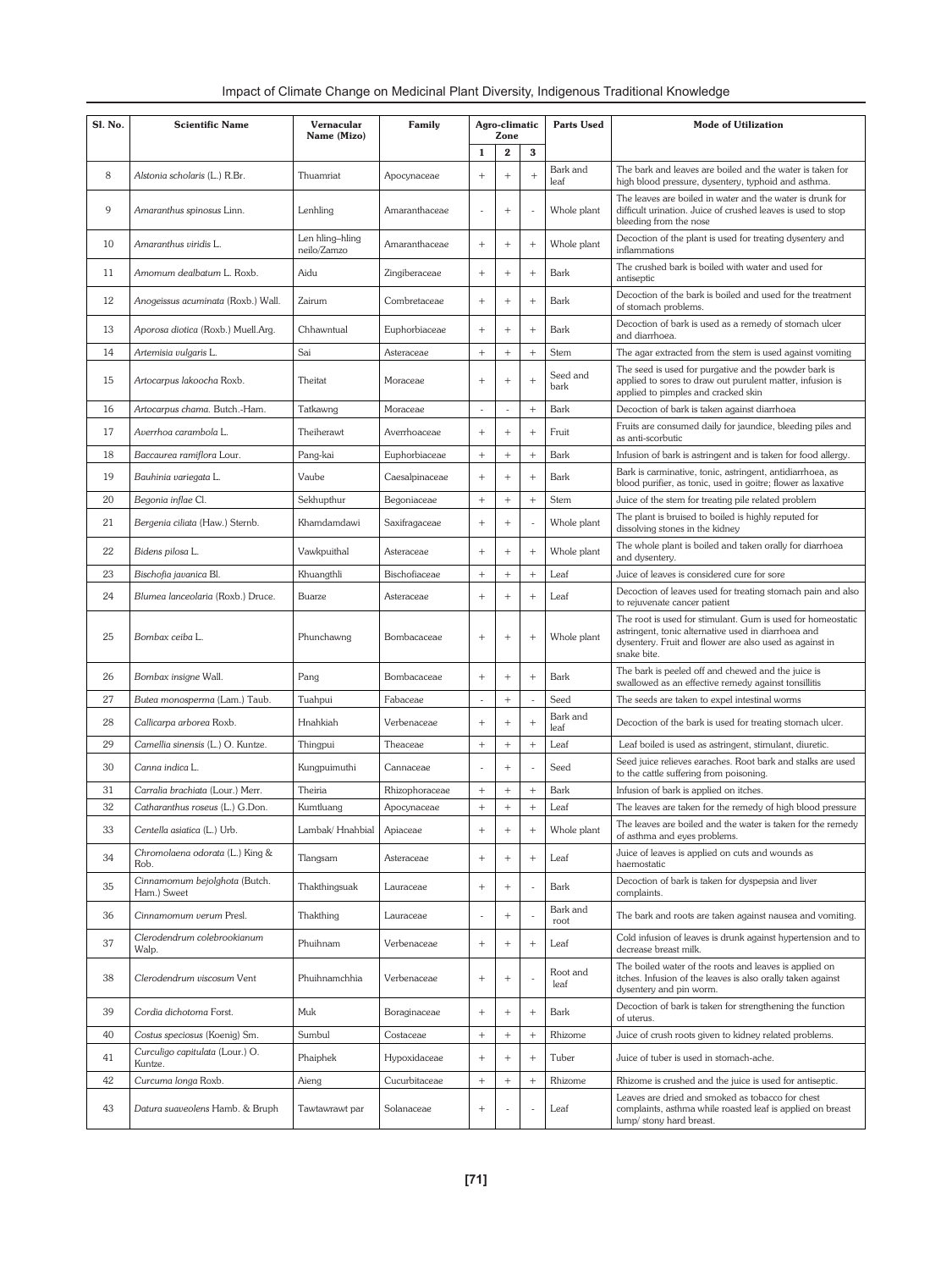| Sl. No. | Scientific Name | Vernacular Name (Mizo) | Family | Agro-climatic Zone | | | Parts Used | Mode of Utilization |
|---|---|---|---|---|---|---|---|---|
| | | | | 1 | 2 | 3 | | |
| 8 | *Alstonia scholaris* (L.) R.Br. | Thuamriat | Apocynaceae | + | + | + | Bark and leaf | The bark and leaves are boiled and the water is taken for high blood pressure, dysentery, typhoid and asthma. |
| 9 | *Amaranthus spinosus* Linn. | Lenhling | Amaranthaceae | - | + | - | Whole plant | The leaves are boiled in water and the water is drunk for difficult urination. Juice of crushed leaves is used to stop bleeding from the nose |
| 10 | *Amaranthus viridis* L.. | Len hling–hling neilo/Zamzo | Amaranthaceae | + | + | + | Whole plant | Decoction of the plant is used for treating dysentery and inflammations |
| 11 | *Amomum dealbatum* L. Roxb. | Aidu | Zingiberaceae | + | + | + | Bark | The crushed bark is boiled with water and used for antiseptic |
| 12 | *Anogeissus acuminata* (Roxb.) Wall. | Zairum | Combretaceae | + | + | + | Bark | Decoction of the bark is boiled and used for the treatment of stomach problems. |
| 13 | *Aporosa diotica* (Roxb.) Muell.Arg. | Chhawntual | Euphorbiaceae | + | + | + | Bark | Decoction of bark is used as a remedy of stomach ulcer and diarrhoea. |
| 14 | *Artemisia vulgaris* L. | Sai | Asteraceae | + | + | + | Stem | The agar extracted from the stem is used against vomiting |
| 15 | *Artocarpus lakoocha* Roxb. | Theitat | Moraceae | + | + | + | Seed and bark | The seed is used for purgative and the powder bark is applied to sores to draw out purulent matter, infusion is applied to pimples and cracked skin |
| 16 | *Artocarpus chama.* Butch.-Ham. | Tatkawng | Moraceae | - | - | + | Bark | Decoction of bark is taken against diarrhoea |
| 17 | *Averrhoa carambola* L. | Theiherawt | Averrhoaceae | + | + | + | Fruit | Fruits are consumed daily for jaundice, bleeding piles and as anti-scorbutic |
| 18 | *Baccaurea ramiflora* Lour. | Pang-kai | Euphorbiaceae | + | + | + | Bark | Infusion of bark is astringent and is taken for food allergy. |
| 19 | *Bauhinia variegata* L. | Vaube | Caesalpinaceae | + | + | + | Bark | Bark is carminative, tonic, astringent, antidiarrhoea, as blood purifier, as tonic, used in goitre; flower as laxative |
| 20 | *Begonia inflae* Cl. | Sekhupthur | Begoniaceae | + | + | + | Stem | Juice of the stem for treating pile related problem |
| 21 | *Bergenia ciliata* (Haw.) Sternb. | Khamdamdawi | Saxifragaceae | + | + | - | Whole plant | The plant is bruised to boiled is highly reputed for dissolving stones in the kidney |
| 22 | *Bidens pilosa* L. | Vawkpuithal | Asteraceae | + | + | + | Whole plant | The whole plant is boiled and taken orally for diarrhoea and dysentery. |
| 23 | *Bischofia javanica* Bl. | Khuangthli | Bischofiaceae | + | + | + | Leaf | Juice of leaves is considered cure for sore |
| 24 | *Blumea lanceolaria* (Roxb.) Druce. | Buarze | Asteraceae | + | + | + | Leaf | Decoction of leaves used for treating stomach pain and also to rejuvenate cancer patient |
| 25 | *Bombax ceiba* L. | Phunchawng | Bombacaceae | + | + | + | Whole plant | The root is used for stimulant. Gum is used for homeostatic astringent, tonic alternative used in diarrhoea and dysentery. Fruit and flower are also used as against in snake bite. |
| 26 | *Bombax insigne* Wall. | Pang | Bombacaceae | + | + | + | Bark | The bark is peeled off and chewed and the juice is swallowed as an effective remedy against tonsillitis |
| 27 | *Butea monosperma* (Lam.) Taub. | Tuahpui | Fabaceae | - | + | - | Seed | The seeds are taken to expel intestinal worms |
| 28 | *Callicarpa arborea* Roxb. | Hnahkiah | Verbenaceae | + | + | + | Bark and leaf | Decoction of the bark is used for treating stomach ulcer. |
| 29 | *Camellia sinensis* (L.) O. Kuntze. | Thingpui | Theaceae | + | + | + | Leaf | Leaf boiled is used as astringent, stimulant, diuretic. |
| 30 | *Canna indica* L. | Kungpuimuthi | Cannaceae | - | + | - | Seed | Seed juice relieves earaches. Root bark and stalks are used to the cattle suffering from poisoning. |
| 31 | *Carralia brachiata* (Lour.) Merr. | Theiria | Rhizophoraceae | + | + | + | Bark | Infusion of bark is applied on itches. |
| 32 | *Catharanthus roseus* (L.) G.Don. | Kumtluang | Apocynaceae | + | + | + | Leaf | The leaves are taken for the remedy of high blood pressure |
| 33 | *Centella asiatica* (L.) Urb. | Lambak/ Hnahbial | Apiaceae | + | + | + | Whole plant | The leaves are boiled and the water is taken for the remedy of asthma and eyes problems. |
| 34 | *Chromolaena odorata* (L.) King & Rob. | Tlangsam | Asteraceae | + | + | + | Leaf | Juice of leaves is applied on cuts and wounds as haemostatic |
| 35 | *Cinnamomum bejolghota* (Butch. Ham.) Sweet | Thakthingsuak | Lauraceae | + | + | - | Bark | Decoction of bark is taken for dyspepsia and liver complaints. |
| 36 | *Cinnamomum verum* Presl. | Thakthing | Lauraceae | - | + | - | Bark and root | The bark and roots are taken against nausea and vomiting. |
| 37 | *Clerodendrum colebrookianum* Walp. | Phuihnam | Verbenaceae | + | + | + | Leaf | Cold infusion of leaves is drunk against hypertension and to decrease breast milk. |
| 38 | *Clerodendrum viscosum* Vent | Phuihnamchhia | Verbenaceae | + | + | - | Root and leaf | The boiled water of the roots and leaves is applied on itches. Infusion of the leaves is also orally taken against dysentery and pin worm. |
| 39 | *Cordia dichotoma* Forst. | Muk | Boraginaceae | + | + | + | Bark | Decoction of bark is taken for strengthening the function of uterus. |
| 40 | *Costus speciosus* (Koenig) Sm. | Sumbul | Costaceae | + | + | + | Rhizome | Juice of crush roots given to kidney related problems. |
| 41 | *Curculigo capitulata* (Lour.) O. Kuntze. | Phaiphek | Hypoxidaceae | + | + | + | Tuber | Juice of tuber is used in stomach-ache. |
| 42 | *Curcuma longa* Roxb. | Aieng | Cucurbitaceae | + | + | + | Rhizome | Rhizome is crushed and the juice is used for antiseptic. |
| 43 | *Datura suaveolens* Hamb. & Bruph | Tawtawrawt par | Solanaceae | + | - | - | Leaf | Leaves are dried and smoked as tobacco for chest complaints, asthma while roasted leaf is applied on breast lump/ stony hard breast. |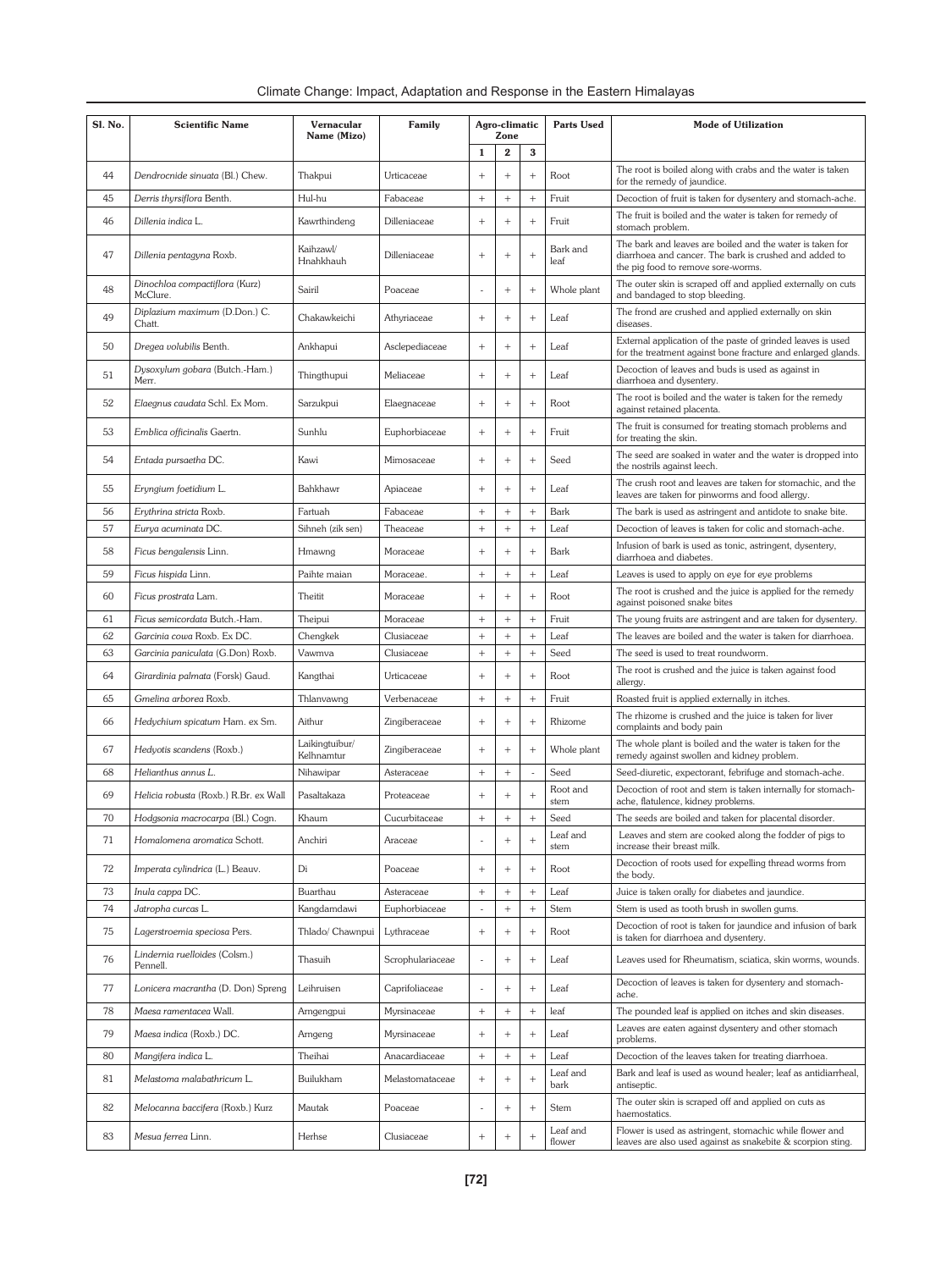| Sl. No. | Scientific Name | Vernacular Name (Mizo) | Family | Agro-climatic Zone | | | Parts Used | Mode of Utilization |
|---|---|---|---|---|---|---|---|---|
| | | | | 1 | 2 | 3 | | |
| 44 | *Dendrocnide sinuata* (Bl.) Chew. | Thakpui | Urticaceae | + | + | + | Root | The root is boiled along with crabs and the water is taken for the remedy of jaundice. |
| 45 | *Derris thyrsiflora* Benth. | Hul-hu | Fabaceae | + | + | + | Fruit | Decoction of fruit is taken for dysentery and stomach-ache. |
| 46 | *Dillenia indica* L. | Kawrthindeng | Dilleniaceae | + | + | + | Fruit | The fruit is boiled and the water is taken for remedy of stomach problem. |
| 47 | *Dillenia pentagyna* Roxb. | Kaihzawl/ Hnahkhauh | Dilleniaceae | + | + | + | Bark and leaf | The bark and leaves are boiled and the water is taken for diarrhoea and cancer. The bark is crushed and added to the pig food to remove sore-worms. |
| 48 | *Dinochloa compactiflora* (Kurz) McClure. | Sairil | Poaceae | - | + | + | Whole plant | The outer skin is scraped off and applied externally on cuts and bandaged to stop bleeding. |
| 49 | *Diplazium maximum* (D.Don.) C. Chatt. | Chakawkeichi | Athyriaceae | + | + | + | Leaf | The frond are crushed and applied externally on skin diseases. |
| 50 | *Dregea volubilis* Benth. | Ankhapui | Asclepediaceae | + | + | + | Leaf | External application of the paste of grinded leaves is used for the treatment against bone fracture and enlarged glands. |
| 51 | *Dysoxylum gobara* (Butch.-Ham.) Merr. | Thingthupui | Meliaceae | + | + | + | Leaf | Decoction of leaves and buds is used as against in diarrhoea and dysentery. |
| 52 | *Elaegnus caudata* Schl. Ex Mom. | Sarzukpui | Elaegnaceae | + | + | + | Root | The root is boiled and the water is taken for the remedy against retained placenta. |
| 53 | *Emblica officinalis* Gaertn. | Sunhlu | Euphorbiaceae | + | + | + | Fruit | The fruit is consumed for treating stomach problems and for treating the skin. |
| 54 | *Entada pursaetha* DC. | Kawi | Mimosaceae | + | + | + | Seed | The seed are soaked in water and the water is dropped into the nostrils against leech. |
| 55 | *Eryngium foetidium* L. | Bahkhawr | Apiaceae | + | + | + | Leaf | The crush root and leaves are taken for stomachic, and the leaves are taken for pinworms and food allergy. |
| 56 | *Erythrina stricta* Roxb. | Fartuah | Fabaceae | + | + | + | Bark | The bark is used as astringent and antidote to snake bite. |
| 57 | *Eurya acuminata* DC. | Sihneh (zik sen) | Theaceae | + | + | + | Leaf | Decoction of leaves is taken for colic and stomach-ache. |
| 58 | *Ficus bengalensis* Linn. | Hmawng | Moraceae | + | + | + | Bark | Infusion of bark is used as tonic, astringent, dysentery, diarrhoea and diabetes. |
| 59 | *Ficus hispida* Linn. | Paihte maian | Moraceae. | + | + | + | Leaf | Leaves is used to apply on eye for eye problems |
| 60 | *Ficus prostrata* Lam. | Theitit | Moraceae | + | + | + | Root | The root is crushed and the juice is applied for the remedy against poisoned snake bites |
| 61 | *Ficus semicordata* Butch.-Ham. | Theipui | Moraceae | + | + | + | Fruit | The young fruits are astringent and are taken for dysentery. |
| 62 | *Garcinia cowa* Roxb. Ex DC. | Chengkek | Clusiaceae | + | + | + | Leaf | The leaves are boiled and the water is taken for diarrhoea. |
| 63 | *Garcinia paniculata* (G.Don) Roxb. | Vawmva | Clusiaceae | + | + | + | Seed | The seed is used to treat roundworm. |
| 64 | *Girardinia palmata* (Forsk) Gaud. | Kangthai | Urticaceae | + | + | + | Root | The root is crushed and the juice is taken against food allergy. |
| 65 | *Gmelina arborea* Roxb. | Thlanvawng | Verbenaceae | + | + | + | Fruit | Roasted fruit is applied externally in itches. |
| 66 | *Hedychium spicatum* Ham. ex Sm. | Aithur | Zingiberaceae | + | + | + | Rhizome | The rhizome is crushed and the juice is taken for liver complaints and body pain |
| 67 | *Hedyotis scandens* (Roxb.) | Laikingtuibur/ Kelhnamtur | Zingiberaceae | + | + | + | Whole plant | The whole plant is boiled and the water is taken for the remedy against swollen and kidney problem. |
| 68 | *Helianthus annus L.* | Nihawipar | Asteraceae | + | + | - | Seed | Seed-diuretic, expectorant, febrifuge and stomach-ache. |
| 69 | *Helicia robusta* (Roxb.) R.Br. ex Wall | Pasaltakaza | Proteaceae | + | + | + | Root and stem | Decoction of root and stem is taken internally for stomach-ache, flatulence, kidney problems. |
| 70 | *Hodgsonia macrocarpa* (Bl.) Cogn. | Khaum | Cucurbitaceae | + | + | + | Seed | The seeds are boiled and taken for placental disorder. |
| 71 | *Homalomena aromatica* Schott. | Anchiri | Araceae | - | + | + | Leaf and stem | Leaves and stem are cooked along the fodder of pigs to increase their breast milk. |
| 72 | *Imperata cylindrica* (L.) Beauv. | Di | Poaceae | + | + | + | Root | Decoction of roots used for expelling thread worms from the body. |
| 73 | *Inula cappa* DC. | Buarthau | Asteraceae | + | + | + | Leaf | Juice is taken orally for diabetes and jaundice. |
| 74 | *Jatropha curcas* L. | Kangdamdawi | Euphorbiaceae | - | + | + | Stem | Stem is used as tooth brush in swollen gums. |
| 75 | *Lagerstroemia speciosa* Pers. | Thlado/ Chawnpui | Lythraceae | + | + | + | Root | Decoction of root is taken for jaundice and infusion of bark is taken for diarrhoea and dysentery. |
| 76 | *Lindernia ruelloides* (Colsm.) Pennell. | Thasuih | Scrophulariaceae | - | + | + | Leaf | Leaves used for Rheumatism, sciatica, skin worms, wounds. |
| 77 | *Lonicera macrantha* (D. Don) Spreng | Leihruisen | Caprifoliaceae | - | + | + | Leaf | Decoction of leaves is taken for dysentery and stomach-ache. |
| 78 | *Maesa ramentacea* Wall. | Arngengpui | Myrsinaceae | + | + | + | leaf | The pounded leaf is applied on itches and skin diseases. |
| 79 | *Maesa indica* (Roxb.) DC. | Arngeng | Myrsinaceae | + | + | + | Leaf | Leaves are eaten against dysentery and other stomach problems. |
| 80 | *Mangifera indica* L. | Theihai | Anacardiaceae | + | + | + | Leaf | Decoction of the leaves taken for treating diarrhoea. |
| 81 | *Melastoma malabathricum* L. | Builukham | Melastomataceae | + | + | + | Leaf and bark | Bark and leaf is used as wound healer; leaf as antidiarrheal, antiseptic. |
| 82 | *Melocanna baccifera* (Roxb.) Kurz | Mautak | Poaceae | - | + | + | Stem | The outer skin is scraped off and applied on cuts as haemostatics. |
| 83 | *Mesua ferrea* Linn. | Herhse | Clusiaceae | + | + | + | Leaf and flower | Flower is used as astringent, stomachic while flower and leaves are also used against as snakebite & scorpion sting. |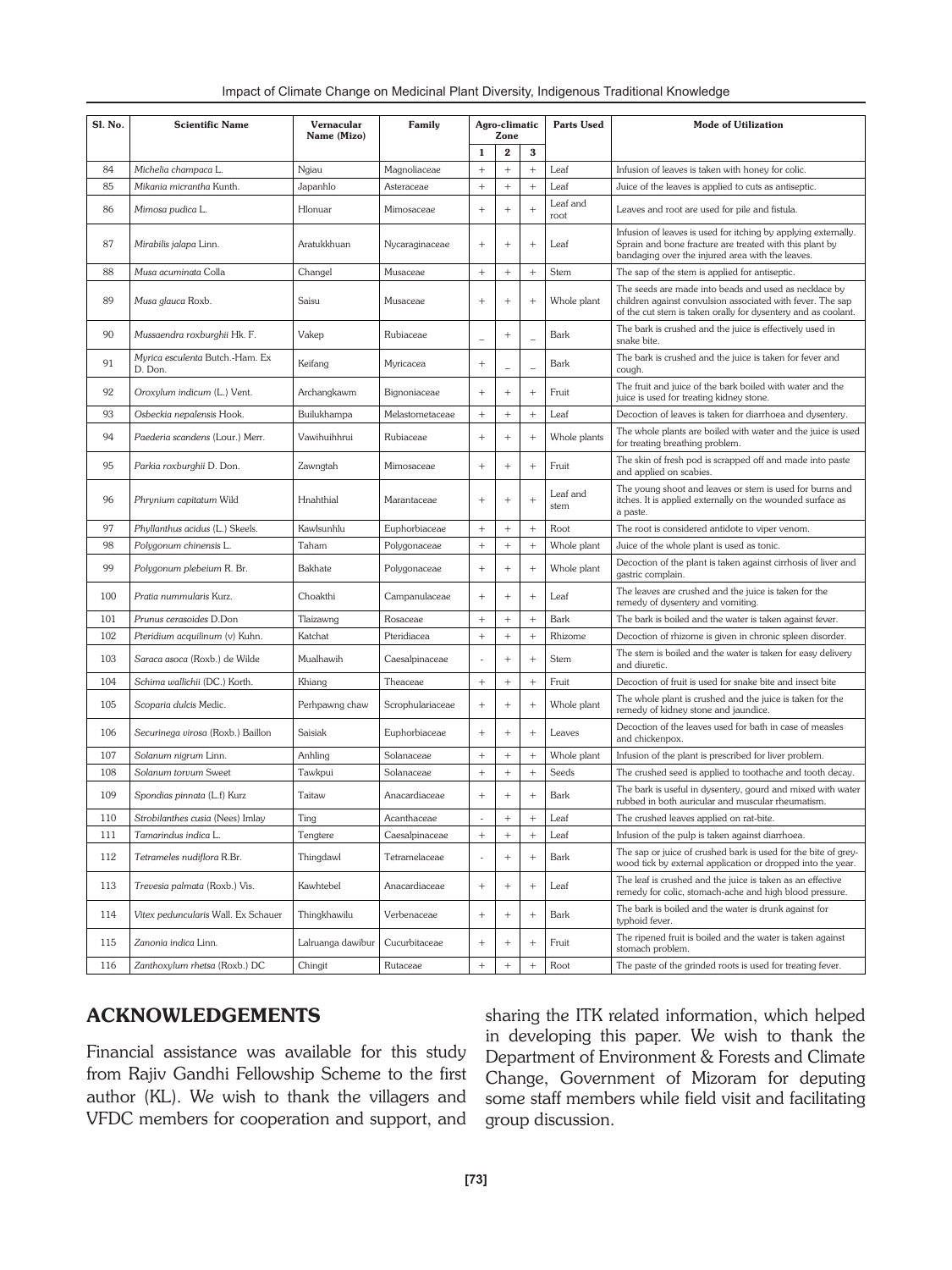| Sl. No. | Scientific Name | Vernacular Name (Mizo) | Family | Agro-climatic Zone | | | Parts Used | Mode of Utilization |
|---|---|---|---|---|---|---|---|---|
| | | | | 1 | 2 | 3 | | |
| 84 | *Michelia champaca* L. | Ngiau | Magnoliaceae | + | + | + | Leaf | Infusion of leaves is taken with honey for colic. |
| 85 | *Mikania micrantha* Kunth. | Japanhlo | Asteraceae | + | + | + | Leaf | Juice of the leaves is applied to cuts as antiseptic. |
| 86 | *Mimosa pudica* L. | Hlonuar | Mimosaceae | + | + | + | Leaf and root | Leaves and root are used for pile and fistula. |
| 87 | *Mirabilis jalapa* Linn. | Aratukkhuan | Nycaraginaceae | + | + | + | Leaf | Infusion of leaves is used for itching by applying externally. Sprain and bone fracture are treated with this plant by bandaging over the injured area with the leaves. |
| 88 | *Musa acuminata* Colla | Changel | Musaceae | + | + | + | Stem | The sap of the stem is applied for antiseptic. |
| 89 | *Musa glauca* Roxb. | Saisu | Musaceae | + | + | + | Whole plant | The seeds are made into beads and used as necklace by children against convulsion associated with fever. The sap of the cut stem is taken orally for dysentery and as coolant. |
| 90 | *Mussaendra roxburghii* Hk. F. | Vakep | Rubiaceae | – | + | – | Bark | The bark is crushed and the juice is effectively used in snake bite. |
| 91 | *Myrica esculenta* Butch.-Ham. Ex D. Don. | Keifang | Myricacea | + | – | – | Bark | The bark is crushed and the juice is taken for fever and cough. |
| 92 | *Oroxylum indicum* (L.) Vent. | Archangkawm | Bignoniaceae | + | + | + | Fruit | The fruit and juice of the bark boiled with water and the juice is used for treating kidney stone. |
| 93 | *Osbeckia nepalensis* Hook. | Builukhampa | Melastometaceae | + | + | + | Leaf | Decoction of leaves is taken for diarrhoea and dysentery. |
| 94 | *Paederia scandens* (Lour.) Merr. | Vawihuihhrui | Rubiaceae | + | + | + | Whole plants | The whole plants are boiled with water and the juice is used for treating breathing problem. |
| 95 | *Parkia roxburghii* D. Don. | Zawngtah | Mimosaceae | + | + | + | Fruit | The skin of fresh pod is scrapped off and made into paste and applied on scabies. |
| 96 | *Phrynium capitatum* Wild | Hnahthial | Marantaceae | + | + | + | Leaf and stem | The young shoot and leaves or stem is used for burns and itches. It is applied externally on the wounded surface as a paste. |
| 97 | *Phyllanthus acidus* (L.) Skeels. | Kawlsunhlu | Euphorbiaceae | + | + | + | Root | The root is considered antidote to viper venom. |
| 98 | *Polygonum chinensis* L. | Taham | Polygonaceae | + | + | + | Whole plant | Juice of the whole plant is used as tonic. |
| 99 | *Polygonum plebeium* R. Br. | Bakhate | Polygonaceae | + | + | + | Whole plant | Decoction of the plant is taken against cirrhosis of liver and gastric complain. |
| 100 | *Pratia nummularis* Kurz. | Choakthi | Campanulaceae | + | + | + | Leaf | The leaves are crushed and the juice is taken for the remedy of dysentery and vomiting. |
| 101 | *Prunus cerasoides* D.Don | Tlaizawng | Rosaceae | + | + | + | Bark | The bark is boiled and the water is taken against fever. |
| 102 | *Pteridium acquilinum* (v) Kuhn. | Katchat | Pteridiacea | + | + | + | Rhizome | Decoction of rhizome is given in chronic spleen disorder. |
| 103 | *Saraca asoca* (Roxb.) de Wilde | Mualhawih | Caesalpinaceae | - | + | + | Stem | The stem is boiled and the water is taken for easy delivery and diuretic. |
| 104 | *Schima wallichii* (DC.) Korth. | Khiang | Theaceae | + | + | + | Fruit | Decoction of fruit is used for snake bite and insect bite |
| 105 | *Scoparia dulcis* Medic. | Perhpawng chaw | Scrophulariaceae | + | + | + | Whole plant | The whole plant is crushed and the juice is taken for the remedy of kidney stone and jaundice. |
| 106 | *Securinega virosa* (Roxb.) Baillon | Saisiak | Euphorbiaceae | + | + | + | Leaves | Decoction of the leaves used for bath in case of measles and chickenpox. |
| 107 | *Solanum nigrum* Linn. | Anhling | Solanaceae | + | + | + | Whole plant | Infusion of the plant is prescribed for liver problem. |
| 108 | *Solanum torvum* Sweet | Tawkpui | Solanaceae | + | + | + | Seeds | The crushed seed is applied to toothache and tooth decay. |
| 109 | *Spondias pinnata* (L.f) Kurz | Taitaw | Anacardiaceae | + | + | + | Bark | The bark is useful in dysentery, gourd and mixed with water rubbed in both auricular and muscular rheumatism. |
| 110 | *Strobilanthes cusia* (Nees) Imlay | Ting | Acanthaceae | - | + | + | Leaf | The crushed leaves applied on rat-bite. |
| 111 | *Tamarindus indica* L. | Tengtere | Caesalpinaceae | + | + | + | Leaf | Infusion of the pulp is taken against diarrhoea. |
| 112 | *Tetrameles nudiflora* R.Br. | Thingdawl | Tetramelaceae | - | + | + | Bark | The sap or juice of crushed bark is used for the bite of grey-wood tick by external application or dropped into the year. |
| 113 | *Trevesia palmata* (Roxb.) Vis. | Kawhtebel | Anacardiaceae | + | + | + | Leaf | The leaf is crushed and the juice is taken as an effective remedy for colic, stomach-ache and high blood pressure. |
| 114 | *Vitex peduncularis* Wall. Ex Schauer | Thingkhawilu | Verbenaceae | + | + | + | Bark | The bark is boiled and the water is drunk against for typhoid fever. |
| 115 | *Zanonia indica* Linn. | Lalruanga dawibur | Cucurbitaceae | + | + | + | Fruit | The ripened fruit is boiled and the water is taken against stomach problem. |
| 116 | *Zanthoxylum rhetsa* (Roxb.) DC | Chingit | Rutaceae | + | + | + | Root | The paste of the grinded roots is used for treating fever. |

## ACKNOWLEDGEMENTS

Financial assistance was available for this study from Rajiv Gandhi Fellowship Scheme to the first author (KL). We wish to thank the villagers and VFDC members for cooperation and support, and sharing the ITK related information, which helped in developing this paper. We wish to thank the Department of Environment & Forests and Climate Change, Government of Mizoram for deputing some staff members while field visit and facilitating group discussion.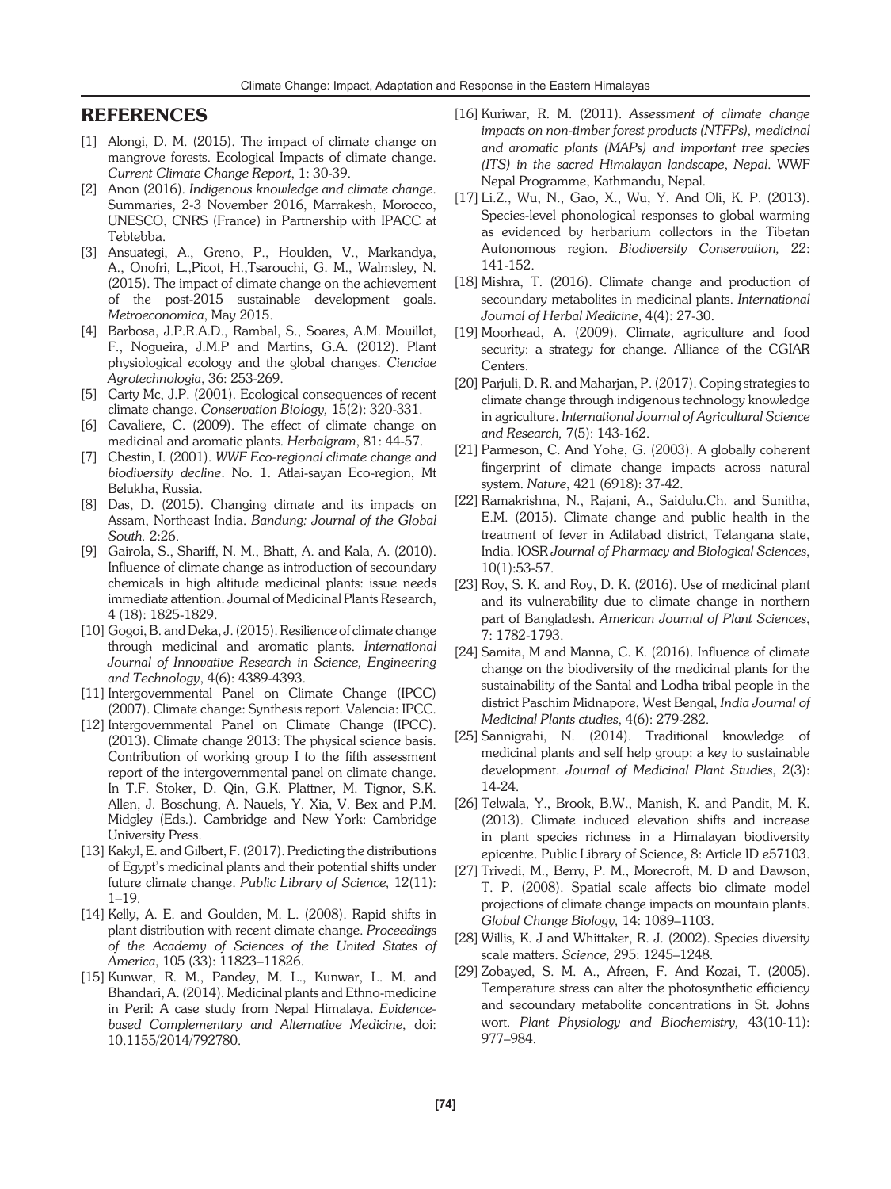## REFERENCES

[1] Alongi, D. M. (2015). The impact of climate change on mangrove forests. Ecological Impacts of climate change. *Current Climate Change Report*, 1: 30-39.

[2] Anon (2016). *Indigenous knowledge and climate change*. Summaries, 2-3 November 2016, Marrakesh, Morocco, UNESCO, CNRS (France) in Partnership with IPACC at Tebtebba.

[3] Ansuategi, A., Greno, P., Houlden, V., Markandya, A., Onofri, L.,Picot, H.,Tsarouchi, G. M., Walmsley, N. (2015). The impact of climate change on the achievement of the post-2015 sustainable development goals. *Metroeconomica*, May 2015.

[4] Barbosa, J.P.R.A.D., Rambal, S., Soares, A.M. Mouillot, F., Nogueira, J.M.P and Martins, G.A. (2012). Plant physiological ecology and the global changes. *Cienciae Agrotechnologia*, 36: 253-269.

[5] Carty Mc, J.P. (2001). Ecological consequences of recent climate change. *Conservation Biology,* 15(2): 320-331.

[6] Cavaliere, C. (2009). The effect of climate change on medicinal and aromatic plants. *Herbalgram*, 81: 44-57.

[7] Chestin, I. (2001). *WWF Eco-regional climate change and biodiversity decline*. No. 1. Atlai-sayan Eco-region, Mt Belukha, Russia.

[8] Das, D. (2015). Changing climate and its impacts on Assam, Northeast India. *Bandung: Journal of the Global South.* 2:26.

[9] Gairola, S., Shariff, N. M., Bhatt, A. and Kala, A. (2010). Influence of climate change as introduction of secoundary chemicals in high altitude medicinal plants: issue needs immediate attention. Journal of Medicinal Plants Research, 4 (18): 1825-1829.

[10] Gogoi, B. and Deka, J. (2015). Resilience of climate change through medicinal and aromatic plants. *International Journal of Innovative Research in Science, Engineering and Technology*, 4(6): 4389-4393.

[11] Intergovernmental Panel on Climate Change (IPCC) (2007). Climate change: Synthesis report. Valencia: IPCC.

[12] Intergovernmental Panel on Climate Change (IPCC). (2013). Climate change 2013: The physical science basis. Contribution of working group I to the fifth assessment report of the intergovernmental panel on climate change. In T.F. Stoker, D. Qin, G.K. Plattner, M. Tignor, S.K. Allen, J. Boschung, A. Nauels, Y. Xia, V. Bex and P.M. Midgley (Eds.). Cambridge and New York: Cambridge University Press.

[13] Kakyl, E. and Gilbert, F. (2017). Predicting the distributions of Egypt's medicinal plants and their potential shifts under future climate change. *Public Library of Science,* 12(11): 1–19.

[14] Kelly, A. E. and Goulden, M. L. (2008). Rapid shifts in plant distribution with recent climate change. *Proceedings of the Academy of Sciences of the United States of America*, 105 (33): 11823–11826.

[15] Kunwar, R. M., Pandey, M. L., Kunwar, L. M. and Bhandari, A. (2014). Medicinal plants and Ethno-medicine in Peril: A case study from Nepal Himalaya. *Evidence-based Complementary and Alternative Medicine*, doi: 10.1155/2014/792780.

[16] Kuriwar, R. M. (2011). *Assessment of climate change impacts on non-timber forest products (NTFPs), medicinal and aromatic plants (MAPs) and important tree species (ITS) in the sacred Himalayan landscape*, *Nepal*. WWF Nepal Programme, Kathmandu, Nepal.

[17] Li.Z., Wu, N., Gao, X., Wu, Y. And Oli, K. P. (2013). Species-level phonological responses to global warming as evidenced by herbarium collectors in the Tibetan Autonomous region. *Biodiversity Conservation,* 22: 141-152.

[18] Mishra, T. (2016). Climate change and production of secoundary metabolites in medicinal plants. *International Journal of Herbal Medicine*, 4(4): 27-30.

[19] Moorhead, A. (2009). Climate, agriculture and food security: a strategy for change. Alliance of the CGIAR Centers.

[20] Parjuli, D. R. and Maharjan, P. (2017). Coping strategies to climate change through indigenous technology knowledge in agriculture. *International Journal of Agricultural Science and Research,* 7(5): 143-162.

[21] Parmeson, C. And Yohe, G. (2003). A globally coherent fingerprint of climate change impacts across natural system. *Nature*, 421 (6918): 37-42.

[22] Ramakrishna, N., Rajani, A., Saidulu.Ch. and Sunitha, E.M. (2015). Climate change and public health in the treatment of fever in Adilabad district, Telangana state, India. IOSR *Journal of Pharmacy and Biological Sciences*, 10(1):53-57.

[23] Roy, S. K. and Roy, D. K. (2016). Use of medicinal plant and its vulnerability due to climate change in northern part of Bangladesh. *American Journal of Plant Sciences*, 7: 1782-1793.

[24] Samita, M and Manna, C. K. (2016). Influence of climate change on the biodiversity of the medicinal plants for the sustainability of the Santal and Lodha tribal people in the district Paschim Midnapore, West Bengal, *India Journal of Medicinal Plants ctudies*, 4(6): 279-282.

[25] Sannigrahi, N. (2014). Traditional knowledge of medicinal plants and self help group: a key to sustainable development. *Journal of Medicinal Plant Studies*, 2(3): 14-24.

[26] Telwala, Y., Brook, B.W., Manish, K. and Pandit, M. K. (2013). Climate induced elevation shifts and increase in plant species richness in a Himalayan biodiversity epicentre. Public Library of Science, 8: Article ID e57103.

[27] Trivedi, M., Berry, P. M., Morecroft, M. D and Dawson, T. P. (2008). Spatial scale affects bio climate model projections of climate change impacts on mountain plants. *Global Change Biology,* 14: 1089–1103.

[28] Willis, K. J and Whittaker, R. J. (2002). Species diversity scale matters. *Science,* 295: 1245–1248.

[29] Zobayed, S. M. A., Afreen, F. And Kozai, T. (2005). Temperature stress can alter the photosynthetic efficiency and secoundary metabolite concentrations in St. Johns wort. *Plant Physiology and Biochemistry,* 43(10-11): 977–984.